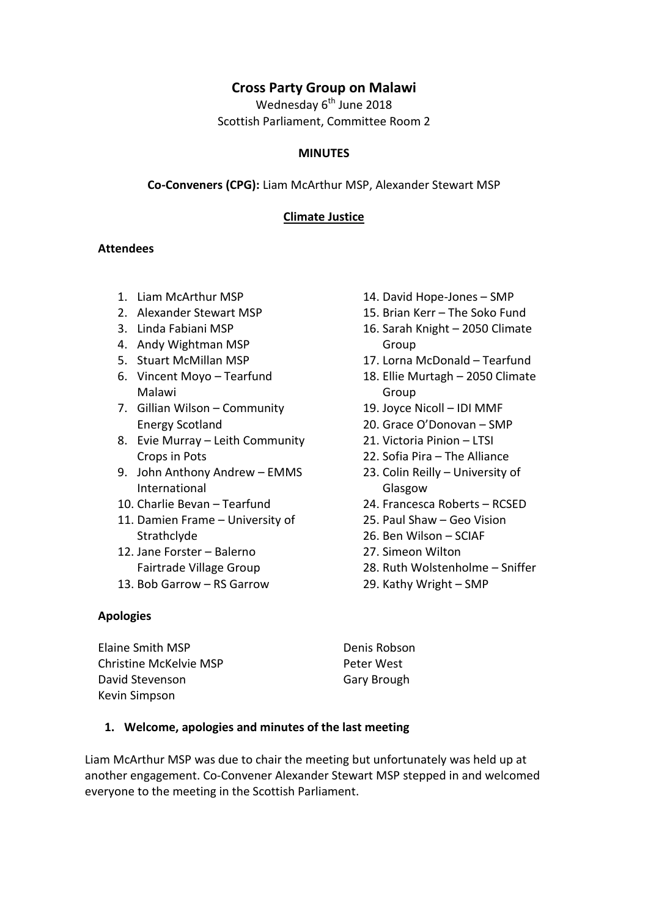# Cross Party Group on Malawi

Wednesday 6th June 2018
Scientific Parliament, Committee Room 2

**MINUTES**

**Co-Conveners (CPG):** Liam McArthur MSP, Alexander Stewart MSP

## Climate Justice

### Attendees

1. Liam McArthur MSP
2. Alexander Stewart MSP
3. Linda Fabiani MSP
4. Andy Wightman MSP
5. Stuart McMillan MSP
6. Vincent Moyo – Tearfund Malawi
7. Gillian Wilson – Community Energy Scotland
8. Evie Murray – Leith Community Crops in Pots
9. John Anthony Andrew – EMMS International
10. Charlie Bevan – Tearfund
11. Damien Frame – University of Strathclyde
12. Jane Forster – Balerno Fairtrade Village Group
13. Bob Garrow – RS Garrow
14. David Hope-Jones – SMP
15. Brian Kerr – The Soko Fund
16. Sarah Knight – 2050 Climate Group
17. Lorna McDonald – Tearfund
18. Ellie Murtagh – 2050 Climate Group
19. Joyce Nicoll – IDI MMF
20. Grace O'Donovan – SMP
21. Victoria Pinion – LTSI
22. Sofia Pira – The Alliance
23. Colin Reilly – University of Glasgow
24. Francesca Roberts – RCSED
25. Paul Shaw – Geo Vision
26. Ben Wilson – SCIAF
27. Simeon Wilton
28. Ruth Wolstenholme – Sniffer
29. Kathy Wright – SMP

### Apologies

Elaine Smith MSP
Christine McKelvie MSP
David Stevenson
Kevin Simpson
Denis Robson
Peter West
Gary Brough

### 1. Welcome, apologies and minutes of the last meeting

Liam McArthur MSP was due to chair the meeting but unfortunately was held up at another engagement. Co-Convener Alexander Stewart MSP stepped in and welcomed everyone to the meeting in the Scottish Parliament.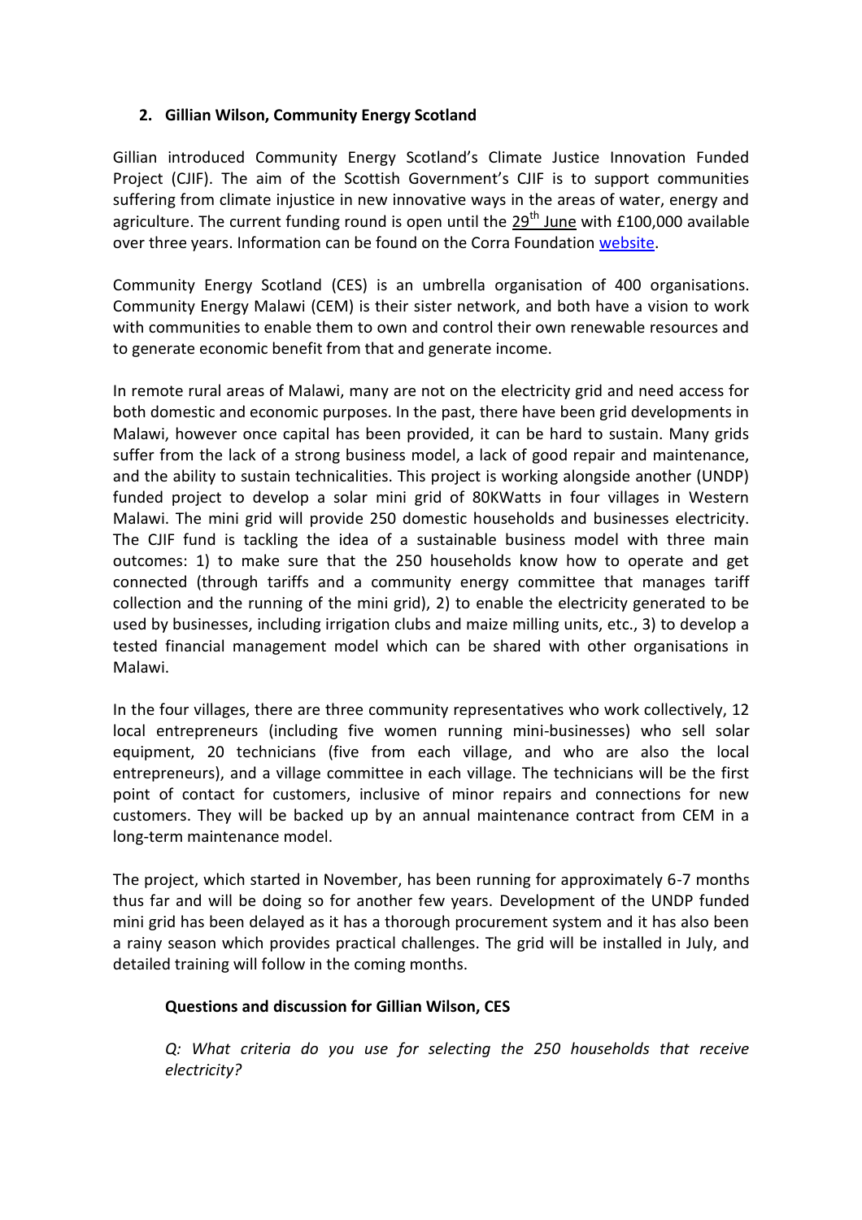## 2. Gillian Wilson, Community Energy Scotland

Gillian introduced Community Energy Scotland's Climate Justice Innovation Funded Project (CJIF). The aim of the Scottish Government's CJIF is to support communities suffering from climate injustice in new innovative ways in the areas of water, energy and agriculture. The current funding round is open until the 29th June with £100,000 available over three years. Information can be found on the Corra Foundation website.

Community Energy Scotland (CES) is an umbrella organisation of 400 organisations. Community Energy Malawi (CEM) is their sister network, and both have a vision to work with communities to enable them to own and control their own renewable resources and to generate economic benefit from that and generate income.

In remote rural areas of Malawi, many are not on the electricity grid and need access for both domestic and economic purposes. In the past, there have been grid developments in Malawi, however once capital has been provided, it can be hard to sustain. Many grids suffer from the lack of a strong business model, a lack of good repair and maintenance, and the ability to sustain technicalities. This project is working alongside another (UNDP) funded project to develop a solar mini grid of 80KWatts in four villages in Western Malawi. The mini grid will provide 250 domestic households and businesses electricity. The CJIF fund is tackling the idea of a sustainable business model with three main outcomes: 1) to make sure that the 250 households know how to operate and get connected (through tariffs and a community energy committee that manages tariff collection and the running of the mini grid), 2) to enable the electricity generated to be used by businesses, including irrigation clubs and maize milling units, etc., 3) to develop a tested financial management model which can be shared with other organisations in Malawi.

In the four villages, there are three community representatives who work collectively, 12 local entrepreneurs (including five women running mini-businesses) who sell solar equipment, 20 technicians (five from each village, and who are also the local entrepreneurs), and a village committee in each village. The technicians will be the first point of contact for customers, inclusive of minor repairs and connections for new customers. They will be backed up by an annual maintenance contract from CEM in a long-term maintenance model.

The project, which started in November, has been running for approximately 6-7 months thus far and will be doing so for another few years. Development of the UNDP funded mini grid has been delayed as it has a thorough procurement system and it has also been a rainy season which provides practical challenges. The grid will be installed in July, and detailed training will follow in the coming months.

### Questions and discussion for Gillian Wilson, CES

*Q: What criteria do you use for selecting the 250 households that receive electricity?*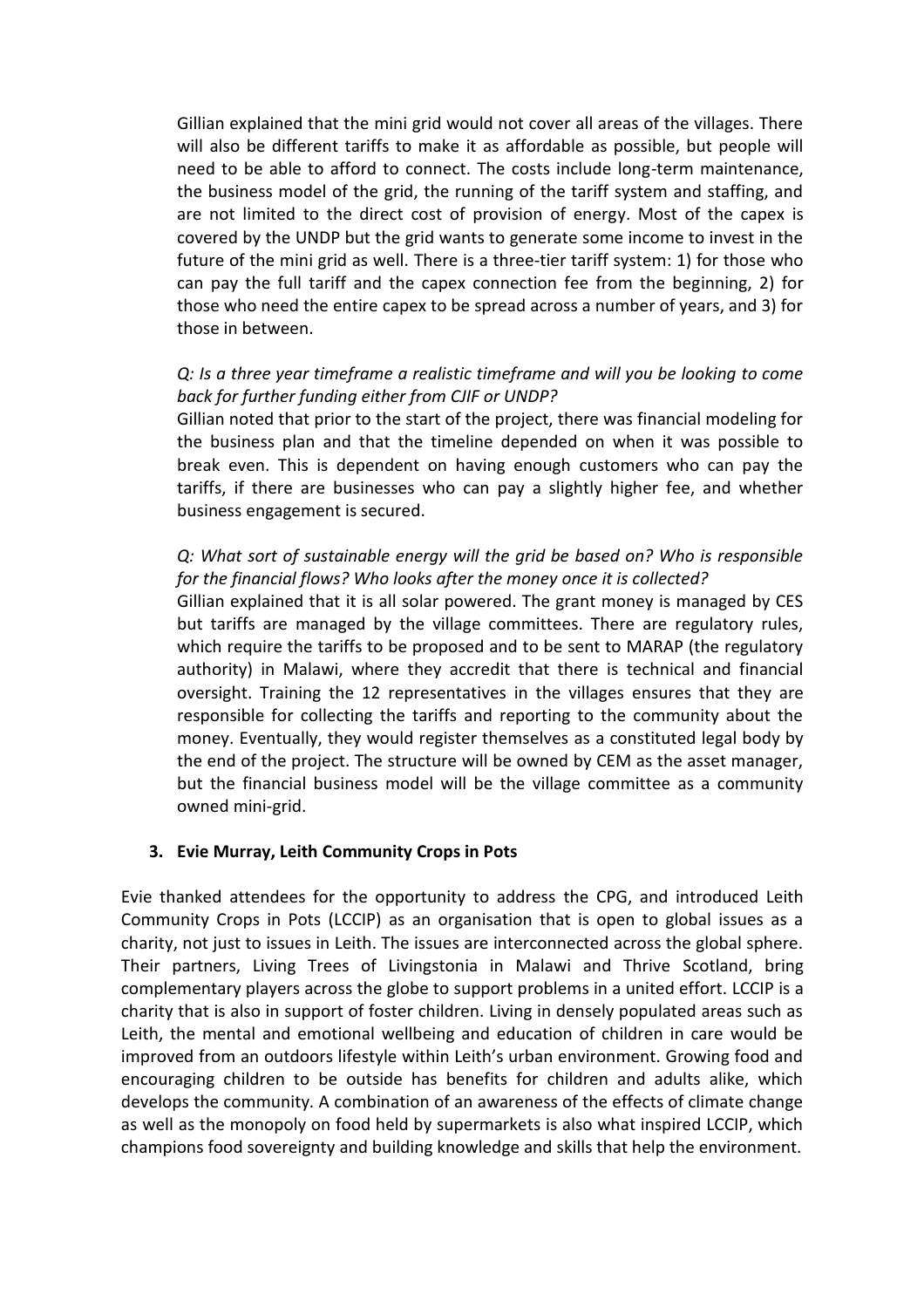Gillian explained that the mini grid would not cover all areas of the villages. There will also be different tariffs to make it as affordable as possible, but people will need to be able to afford to connect. The costs include long-term maintenance, the business model of the grid, the running of the tariff system and staffing, and are not limited to the direct cost of provision of energy. Most of the capex is covered by the UNDP but the grid wants to generate some income to invest in the future of the mini grid as well. There is a three-tier tariff system: 1) for those who can pay the full tariff and the capex connection fee from the beginning, 2) for those who need the entire capex to be spread across a number of years, and 3) for those in between.

*Q: Is a three year timeframe a realistic timeframe and will you be looking to come back for further funding either from CJIF or UNDP?*
Gillian noted that prior to the start of the project, there was financial modeling for the business plan and that the timeline depended on when it was possible to break even. This is dependent on having enough customers who can pay the tariffs, if there are businesses who can pay a slightly higher fee, and whether business engagement is secured.

*Q: What sort of sustainable energy will the grid be based on? Who is responsible for the financial flows? Who looks after the money once it is collected?*
Gillian explained that it is all solar powered. The grant money is managed by CES but tariffs are managed by the village committees. There are regulatory rules, which require the tariffs to be proposed and to be sent to MARAP (the regulatory authority) in Malawi, where they accredit that there is technical and financial oversight. Training the 12 representatives in the villages ensures that they are responsible for collecting the tariffs and reporting to the community about the money. Eventually, they would register themselves as a constituted legal body by the end of the project. The structure will be owned by CEM as the asset manager, but the financial business model will be the village committee as a community owned mini-grid.

3. **Evie Murray, Leith Community Crops in Pots**

Evie thanked attendees for the opportunity to address the CPG, and introduced Leith Community Crops in Pots (LCCIP) as an organisation that is open to global issues as a charity, not just to issues in Leith. The issues are interconnected across the global sphere. Their partners, Living Trees of Livingstonia in Malawi and Thrive Scotland, bring complementary players across the globe to support problems in a united effort. LCCIP is a charity that is also in support of foster children. Living in densely populated areas such as Leith, the mental and emotional wellbeing and education of children in care would be improved from an outdoors lifestyle within Leith's urban environment. Growing food and encouraging children to be outside has benefits for children and adults alike, which develops the community. A combination of an awareness of the effects of climate change as well as the monopoly on food held by supermarkets is also what inspired LCCIP, which champions food sovereignty and building knowledge and skills that help the environment.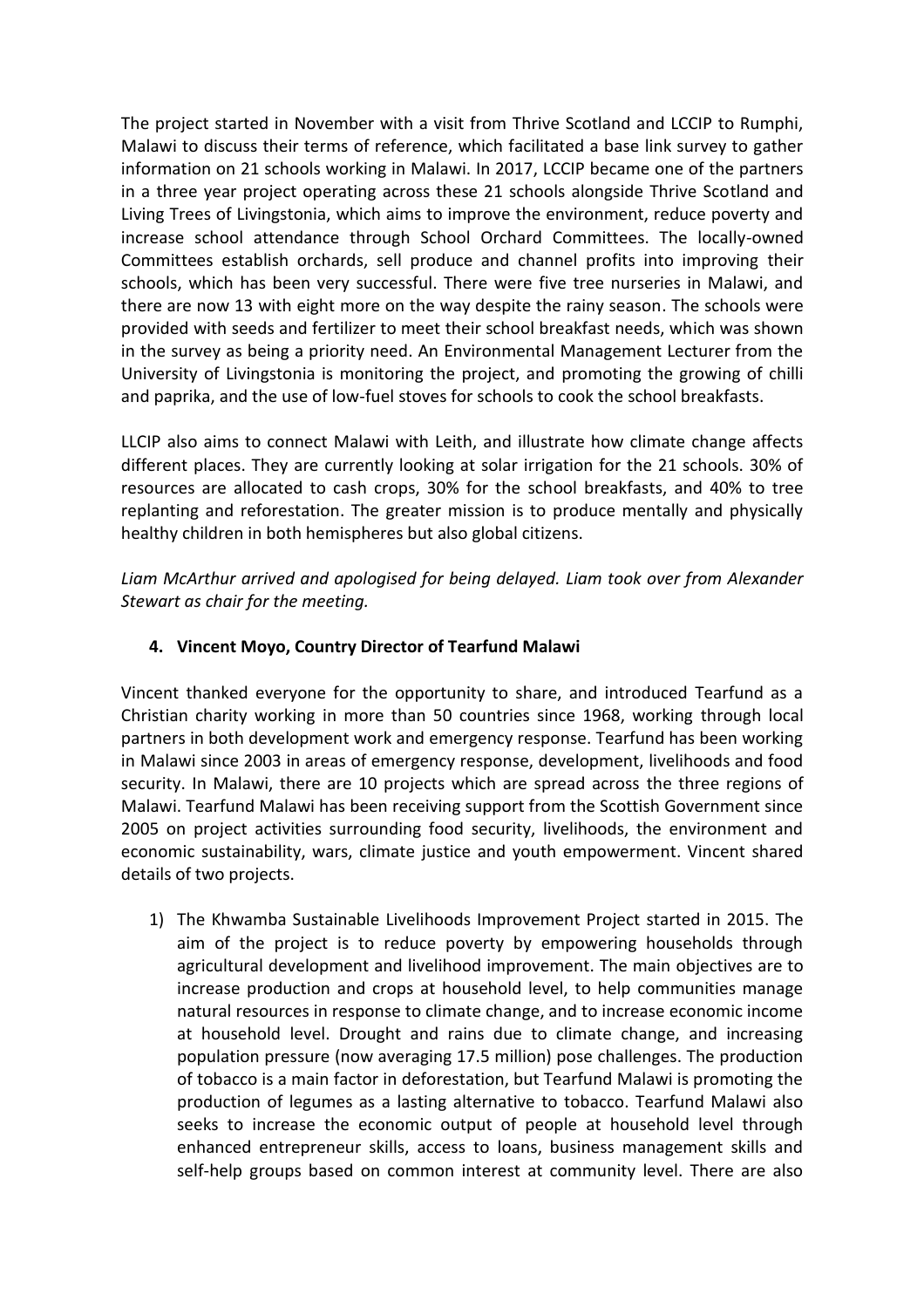The project started in November with a visit from Thrive Scotland and LCCIP to Rumphi, Malawi to discuss their terms of reference, which facilitated a base link survey to gather information on 21 schools working in Malawi. In 2017, LCCIP became one of the partners in a three year project operating across these 21 schools alongside Thrive Scotland and Living Trees of Livingstonia, which aims to improve the environment, reduce poverty and increase school attendance through School Orchard Committees. The locally-owned Committees establish orchards, sell produce and channel profits into improving their schools, which has been very successful. There were five tree nurseries in Malawi, and there are now 13 with eight more on the way despite the rainy season. The schools were provided with seeds and fertilizer to meet their school breakfast needs, which was shown in the survey as being a priority need. An Environmental Management Lecturer from the University of Livingstonia is monitoring the project, and promoting the growing of chilli and paprika, and the use of low-fuel stoves for schools to cook the school breakfasts.

LLCIP also aims to connect Malawi with Leith, and illustrate how climate change affects different places. They are currently looking at solar irrigation for the 21 schools. 30% of resources are allocated to cash crops, 30% for the school breakfasts, and 40% to tree replanting and reforestation. The greater mission is to produce mentally and physically healthy children in both hemispheres but also global citizens.

*Liam McArthur arrived and apologised for being delayed. Liam took over from Alexander Stewart as chair for the meeting.*

**4. Vincent Moyo, Country Director of Tearfund Malawi**

Vincent thanked everyone for the opportunity to share, and introduced Tearfund as a Christian charity working in more than 50 countries since 1968, working through local partners in both development work and emergency response. Tearfund has been working in Malawi since 2003 in areas of emergency response, development, livelihoods and food security. In Malawi, there are 10 projects which are spread across the three regions of Malawi. Tearfund Malawi has been receiving support from the Scottish Government since 2005 on project activities surrounding food security, livelihoods, the environment and economic sustainability, wars, climate justice and youth empowerment. Vincent shared details of two projects.

1) The Khwamba Sustainable Livelihoods Improvement Project started in 2015. The aim of the project is to reduce poverty by empowering households through agricultural development and livelihood improvement. The main objectives are to increase production and crops at household level, to help communities manage natural resources in response to climate change, and to increase economic income at household level. Drought and rains due to climate change, and increasing population pressure (now averaging 17.5 million) pose challenges. The production of tobacco is a main factor in deforestation, but Tearfund Malawi is promoting the production of legumes as a lasting alternative to tobacco. Tearfund Malawi also seeks to increase the economic output of people at household level through enhanced entrepreneur skills, access to loans, business management skills and self-help groups based on common interest at community level. There are also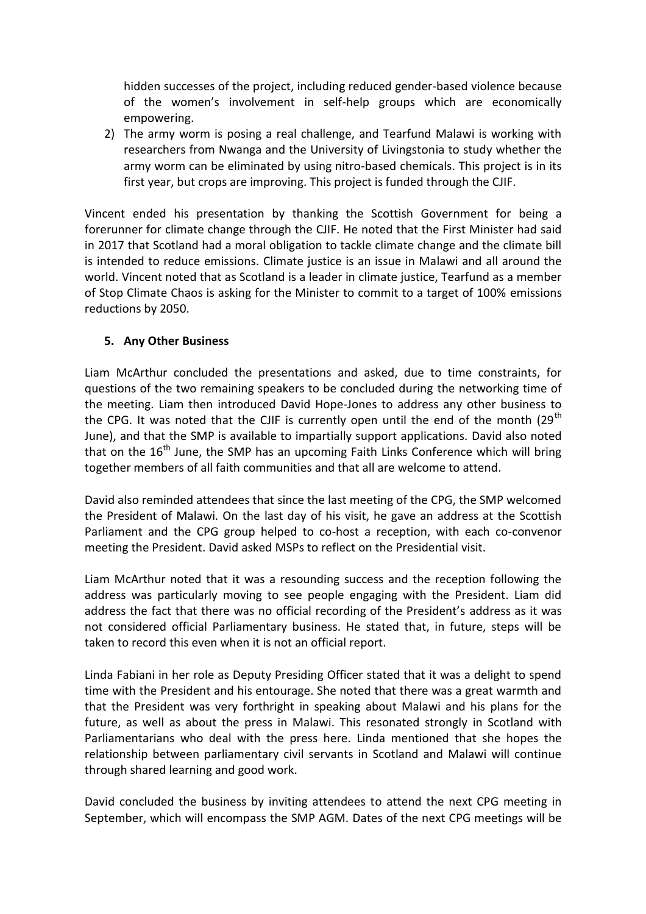hidden successes of the project, including reduced gender-based violence because of the women's involvement in self-help groups which are economically empowering.

2) The army worm is posing a real challenge, and Tearfund Malawi is working with researchers from Nwanga and the University of Livingstonia to study whether the army worm can be eliminated by using nitro-based chemicals. This project is in its first year, but crops are improving. This project is funded through the CJIF.

Vincent ended his presentation by thanking the Scottish Government for being a forerunner for climate change through the CJIF. He noted that the First Minister had said in 2017 that Scotland had a moral obligation to tackle climate change and the climate bill is intended to reduce emissions. Climate justice is an issue in Malawi and all around the world. Vincent noted that as Scotland is a leader in climate justice, Tearfund as a member of Stop Climate Chaos is asking for the Minister to commit to a target of 100% emissions reductions by 2050.

## 5. Any Other Business

Liam McArthur concluded the presentations and asked, due to time constraints, for questions of the two remaining speakers to be concluded during the networking time of the meeting. Liam then introduced David Hope-Jones to address any other business to the CPG. It was noted that the CJIF is currently open until the end of the month (29th June), and that the SMP is available to impartially support applications. David also noted that on the 16th June, the SMP has an upcoming Faith Links Conference which will bring together members of all faith communities and that all are welcome to attend.

David also reminded attendees that since the last meeting of the CPG, the SMP welcomed the President of Malawi. On the last day of his visit, he gave an address at the Scottish Parliament and the CPG group helped to co-host a reception, with each co-convenor meeting the President. David asked MSPs to reflect on the Presidential visit.

Liam McArthur noted that it was a resounding success and the reception following the address was particularly moving to see people engaging with the President. Liam did address the fact that there was no official recording of the President's address as it was not considered official Parliamentary business. He stated that, in future, steps will be taken to record this even when it is not an official report.

Linda Fabiani in her role as Deputy Presiding Officer stated that it was a delight to spend time with the President and his entourage. She noted that there was a great warmth and that the President was very forthright in speaking about Malawi and his plans for the future, as well as about the press in Malawi. This resonated strongly in Scotland with Parliamentarians who deal with the press here. Linda mentioned that she hopes the relationship between parliamentary civil servants in Scotland and Malawi will continue through shared learning and good work.

David concluded the business by inviting attendees to attend the next CPG meeting in September, which will encompass the SMP AGM. Dates of the next CPG meetings will be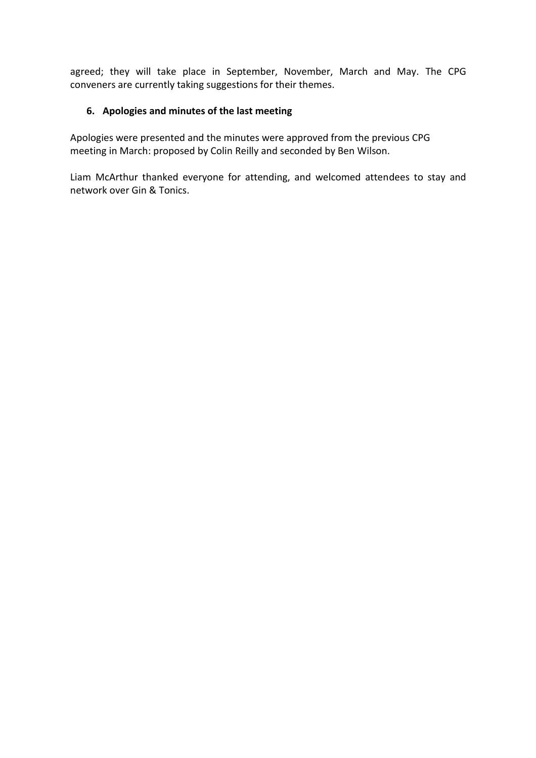agreed; they will take place in September, November, March and May. The CPG conveners are currently taking suggestions for their themes.

## 6. Apologies and minutes of the last meeting

Apologies were presented and the minutes were approved from the previous CPG meeting in March: proposed by Colin Reilly and seconded by Ben Wilson.

Liam McArthur thanked everyone for attending, and welcomed attendees to stay and network over Gin & Tonics.